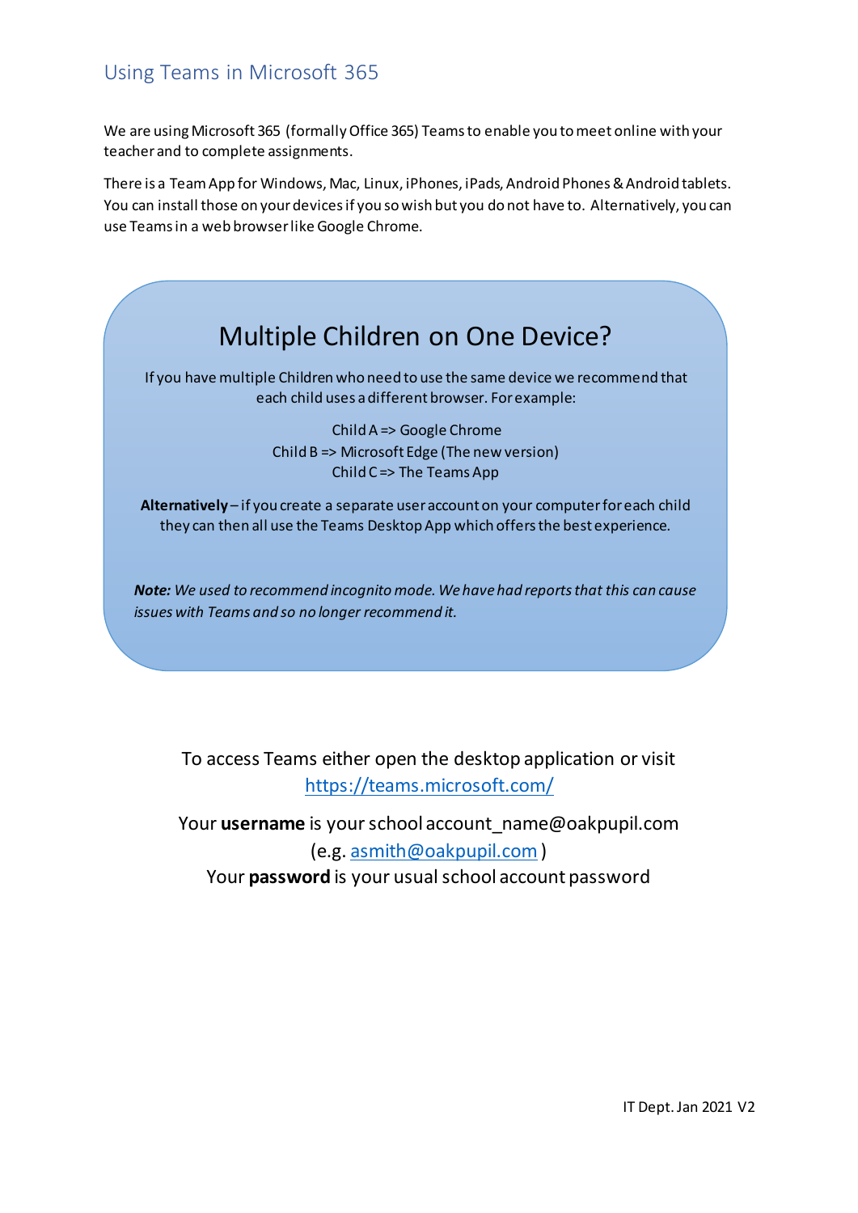# Using Teams in Microsoft 365

We are using Microsoft 365 (formally Office 365) Teams to enable you to meet online with your teacher and to complete assignments.

There is a Team App for Windows, Mac, Linux, iPhones, iPads, Android Phones & Android tablets. You can install those on your devices if you so wish but you do not have to. Alternatively, you can use Teams in a web browser like Google Chrome.

## Multiple Children on One Device?

If you have multiple Children who need to use the same device we recommend that each child uses a different browser. For example:

Child A => Google Chrome
Child B => Microsoft Edge (The new version)
Child C => The Teams App

**Alternatively** – if you create a separate user account on your computer for each child they can then all use the Teams Desktop App which offers the best experience.

***Note:*** *We used to recommend incognito mode. We have had reports that this can cause issues with Teams and so no longer recommend it.*

To access Teams either open the desktop application or visit https://teams.microsoft.com/

Your **username** is your school account_name@oakpupil.com (e.g. asmith@oakpupil.com )
Your **password** is your usual school account password

IT Dept. Jan 2021 V2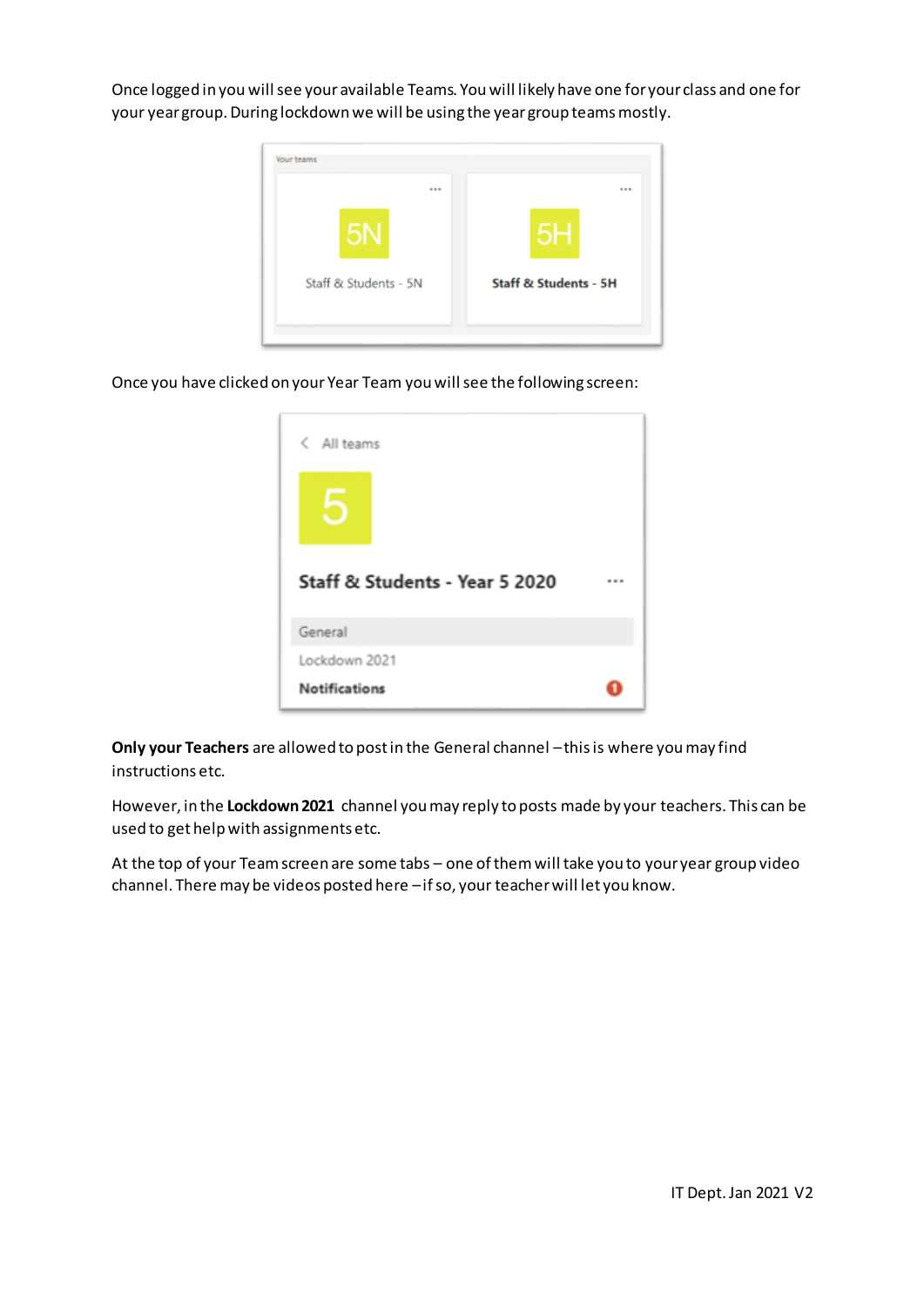Once logged in you will see your available Teams. You will likely have one for your class and one for your year group. During lockdown we will be using the year group teams mostly.

Once you have clicked on your Year Team you will see the following screen:

**Only your Teachers** are allowed to post in the General channel – this is where you may find instructions etc.

However, in the **Lockdown 2021** channel you may reply to posts made by your teachers. This can be used to get help with assignments etc.

At the top of your Team screen are some tabs – one of them will take you to your year group video channel. There may be videos posted here – if so, your teacher will let you know.

IT Dept. Jan 2021 V2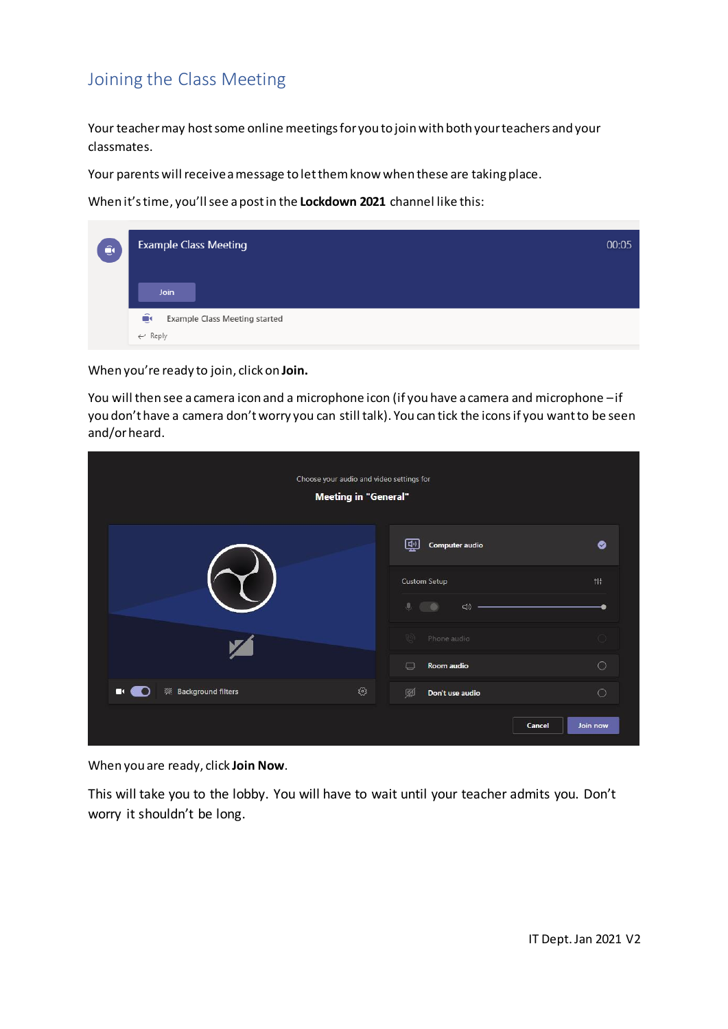# Joining the Class Meeting

Your teacher may host some online meetings for you to join with both your teachers and your classmates.

Your parents will receive a message to let them know when these are taking place.

When it's time, you'll see a post in the **Lockdown 2021** channel like this:

When you're ready to join, click on **Join.**

You will then see a camera icon and a microphone icon (if you have a camera and microphone – if you don't have a camera don't worry you can still talk). You can tick the icons if you want to be seen and/or heard.

When you are ready, click **Join Now**.

This will take you to the lobby. You will have to wait until your teacher admits you. Don't worry it shouldn't be long.

IT Dept. Jan 2021 V2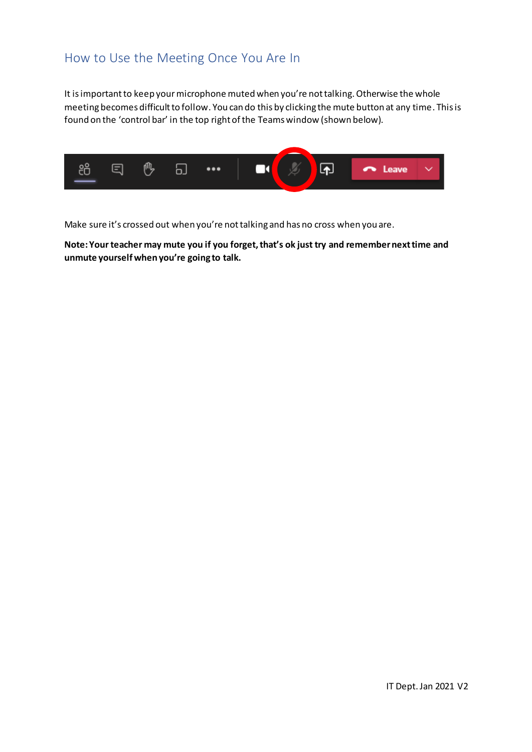## How to Use the Meeting Once You Are In

It is important to keep your microphone muted when you're not talking. Otherwise the whole meeting becomes difficult to follow. You can do this by clicking the mute button at any time. This is found on the 'control bar' in the top right of the Teams window (shown below).

Make sure it's crossed out when you're not talking and has no cross when you are.

**Note: Your teacher may mute you if you forget, that's ok just try and remember next time and unmute yourself when you're going to talk.**

IT Dept. Jan 2021 V2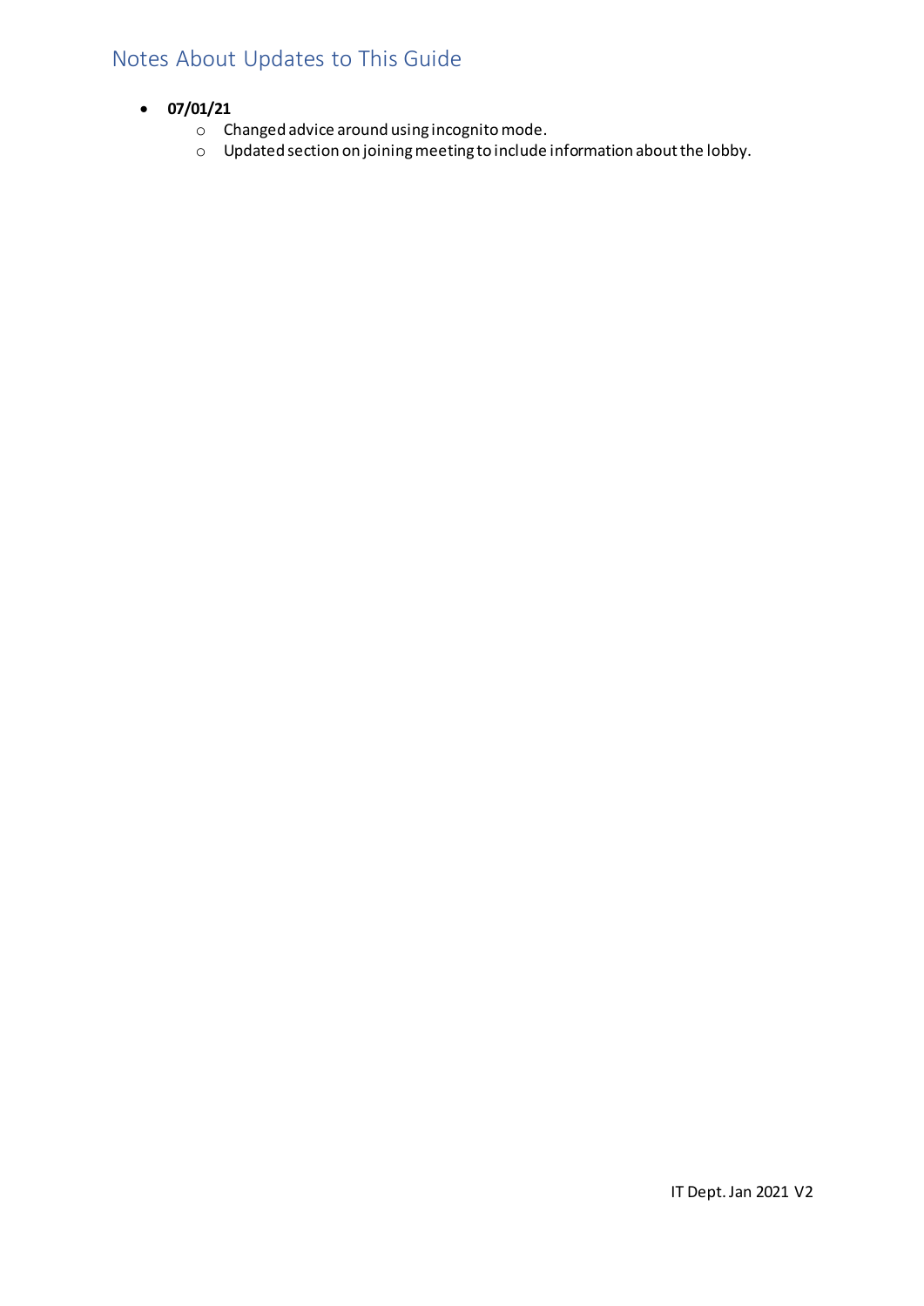## Notes About Updates to This Guide

- **07/01/21**
  - Changed advice around using incognito mode.
  - Updated section on joining meeting to include information about the lobby.